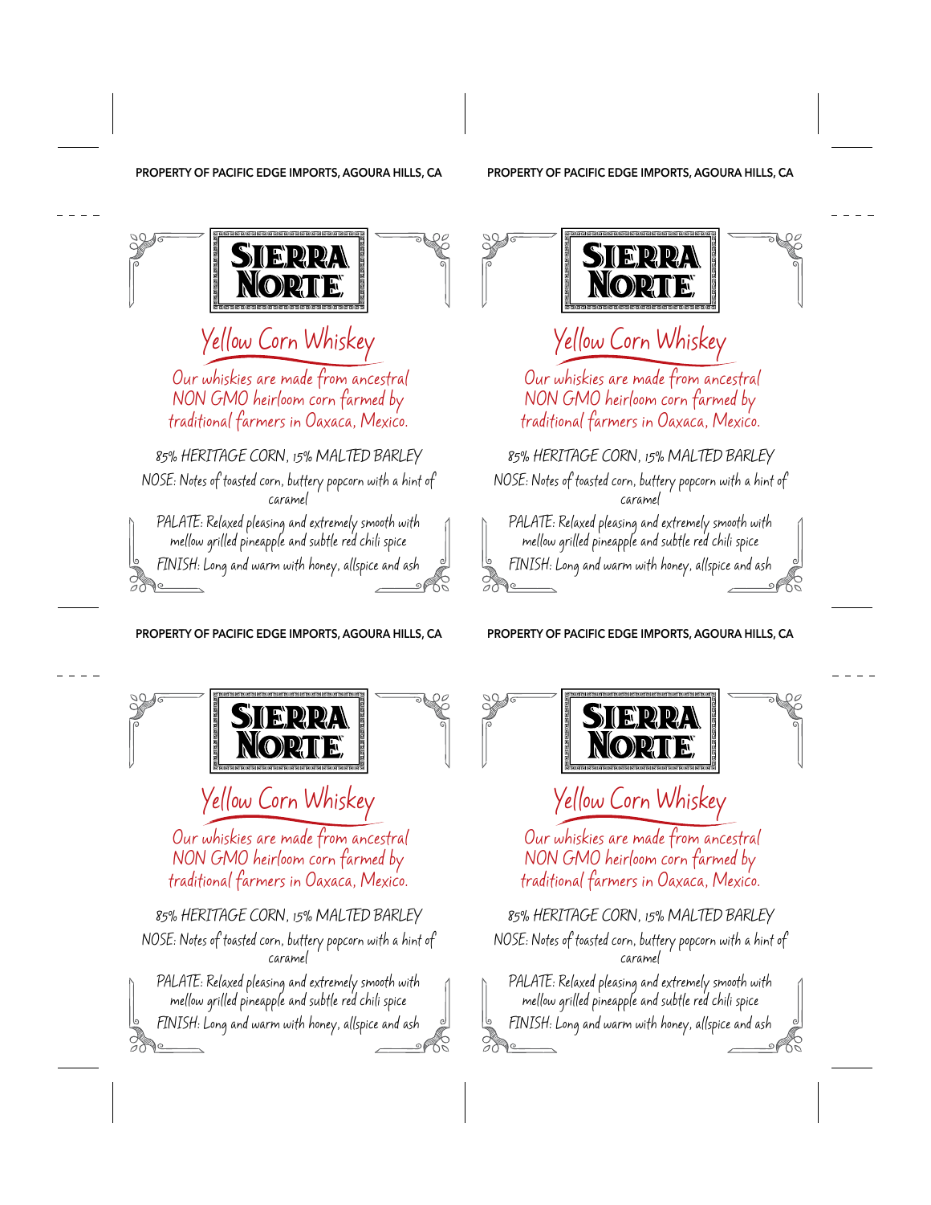PROPERTY OF PACIFIC EDGE IMPORTS, AGOURA HILLS, CA

SIERRA NORTE

## Yellow Corn Whiskey

Our whiskies are made from ancestral NON GMO heirloom corn farmed by traditional farmers in Oaxaca, Mexico.

85% HERITAGE CORN, 15% MALTED BARLEY

NOSE: Notes of toasted corn, buttery popcorn with a hint of caramel

PALATE: Relaxed pleasing and extremely smooth with mellow grilled pineapple and subtle red chili spice

FINISH: Long and warm with honey, allspice and ash

PROPERTY OF PACIFIC EDGE IMPORTS, AGOURA HILLS, CA

SIERRA NORTE

## Yellow Corn Whiskey

Our whiskies are made from ancestral NON GMO heirloom corn farmed by traditional farmers in Oaxaca, Mexico.

85% HERITAGE CORN, 15% MALTED BARLEY

NOSE: Notes of toasted corn, buttery popcorn with a hint of caramel

PALATE: Relaxed pleasing and extremely smooth with mellow grilled pineapple and subtle red chili spice

FINISH: Long and warm with honey, allspice and ash

PROPERTY OF PACIFIC EDGE IMPORTS, AGOURA HILLS, CA

SIERRA NORTE

## Yellow Corn Whiskey

Our whiskies are made from ancestral NON GMO heirloom corn farmed by traditional farmers in Oaxaca, Mexico.

85% HERITAGE CORN, 15% MALTED BARLEY

NOSE: Notes of toasted corn, buttery popcorn with a hint of caramel

PALATE: Relaxed pleasing and extremely smooth with mellow grilled pineapple and subtle red chili spice

FINISH: Long and warm with honey, allspice and ash

PROPERTY OF PACIFIC EDGE IMPORTS, AGOURA HILLS, CA

SIERRA NORTE

## Yellow Corn Whiskey

Our whiskies are made from ancestral NON GMO heirloom corn farmed by traditional farmers in Oaxaca, Mexico.

85% HERITAGE CORN, 15% MALTED BARLEY

NOSE: Notes of toasted corn, buttery popcorn with a hint of caramel

PALATE: Relaxed pleasing and extremely smooth with mellow grilled pineapple and subtle red chili spice

FINISH: Long and warm with honey, allspice and ash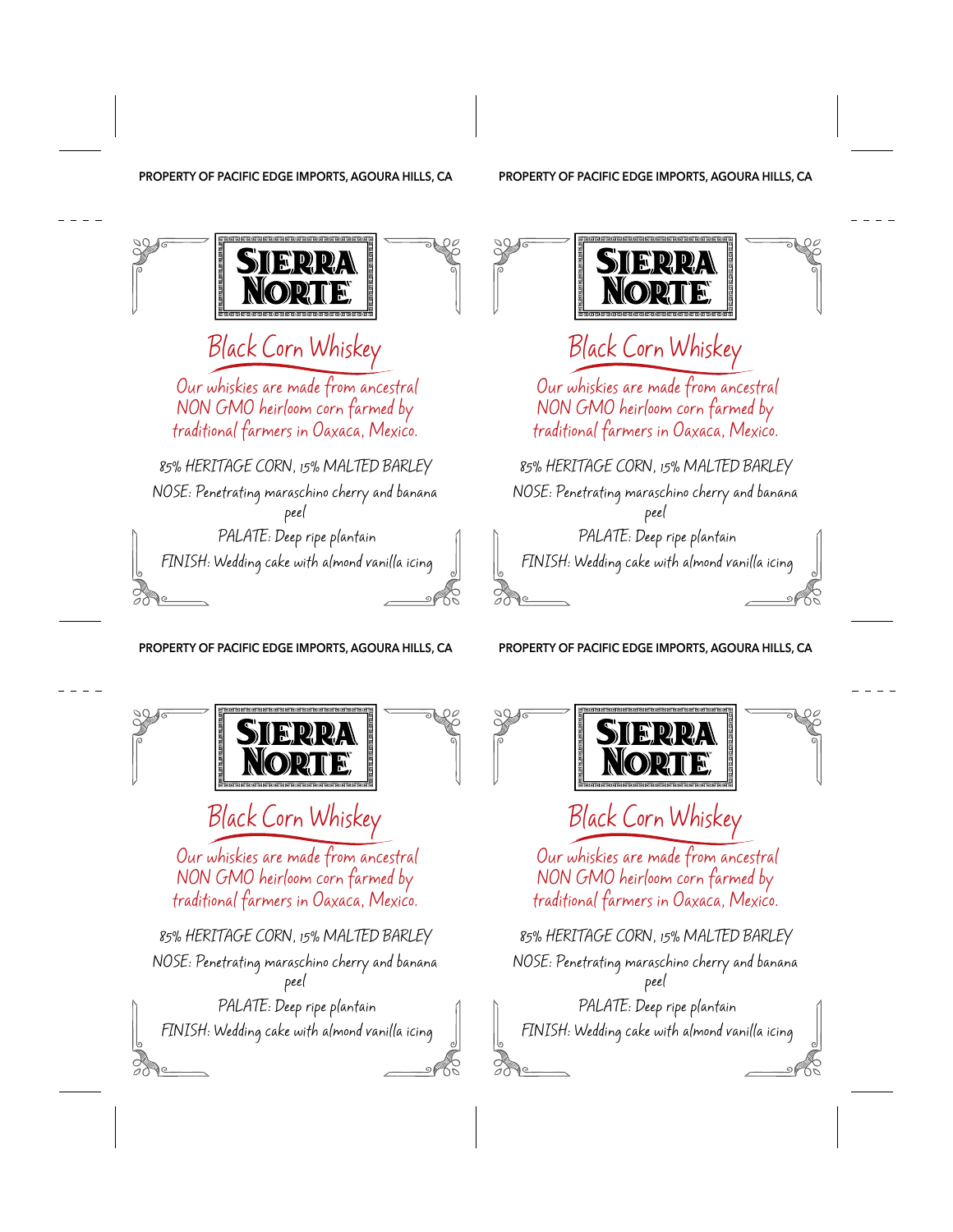PROPERTY OF PACIFIC EDGE IMPORTS, AGOURA HILLS, CA

# SIERRA NORTE

## Black Corn Whiskey

Our whiskies are made from ancestral NON GMO heirloom corn farmed by traditional farmers in Oaxaca, Mexico.

85% HERITAGE CORN, 15% MALTED BARLEY

NOSE: Penetrating maraschino cherry and banana peel

PALATE: Deep ripe plantain

FINISH: Wedding cake with almond vanilla icing

PROPERTY OF PACIFIC EDGE IMPORTS, AGOURA HILLS, CA

# SIERRA NORTE

## Black Corn Whiskey

Our whiskies are made from ancestral NON GMO heirloom corn farmed by traditional farmers in Oaxaca, Mexico.

85% HERITAGE CORN, 15% MALTED BARLEY

NOSE: Penetrating maraschino cherry and banana peel

PALATE: Deep ripe plantain

FINISH: Wedding cake with almond vanilla icing

PROPERTY OF PACIFIC EDGE IMPORTS, AGOURA HILLS, CA

# SIERRA NORTE

## Black Corn Whiskey

Our whiskies are made from ancestral NON GMO heirloom corn farmed by traditional farmers in Oaxaca, Mexico.

85% HERITAGE CORN, 15% MALTED BARLEY

NOSE: Penetrating maraschino cherry and banana peel

PALATE: Deep ripe plantain

FINISH: Wedding cake with almond vanilla icing

PROPERTY OF PACIFIC EDGE IMPORTS, AGOURA HILLS, CA

# SIERRA NORTE

## Black Corn Whiskey

Our whiskies are made from ancestral NON GMO heirloom corn farmed by traditional farmers in Oaxaca, Mexico.

85% HERITAGE CORN, 15% MALTED BARLEY

NOSE: Penetrating maraschino cherry and banana peel

PALATE: Deep ripe plantain

FINISH: Wedding cake with almond vanilla icing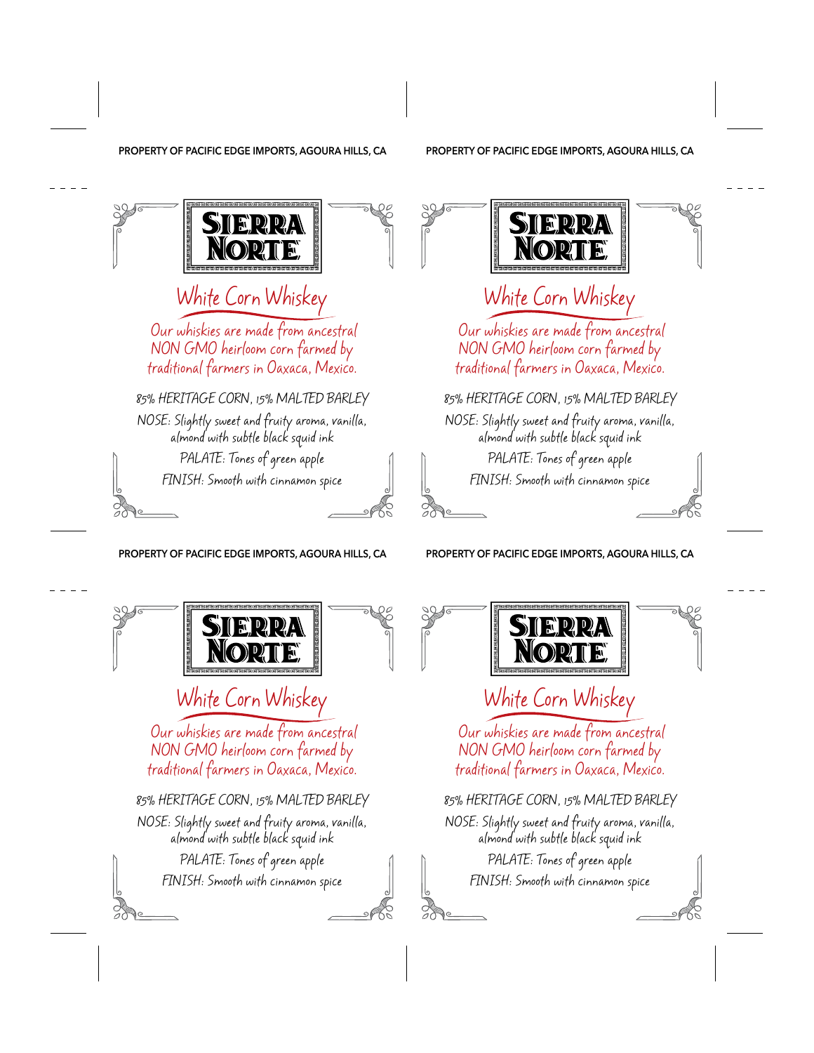PROPERTY OF PACIFIC EDGE IMPORTS, AGOURA HILLS, CA

# SIERRA NORTE

## White Corn Whiskey

Our whiskies are made from ancestral NON GMO heirloom corn farmed by traditional farmers in Oaxaca, Mexico.

85% HERITAGE CORN, 15% MALTED BARLEY

NOSE: Slightly sweet and fruity aroma, vanilla, almond with subtle black squid ink

PALATE: Tones of green apple

FINISH: Smooth with cinnamon spice

PROPERTY OF PACIFIC EDGE IMPORTS, AGOURA HILLS, CA

# SIERRA NORTE

## White Corn Whiskey

Our whiskies are made from ancestral NON GMO heirloom corn farmed by traditional farmers in Oaxaca, Mexico.

85% HERITAGE CORN, 15% MALTED BARLEY

NOSE: Slightly sweet and fruity aroma, vanilla, almond with subtle black squid ink

PALATE: Tones of green apple

FINISH: Smooth with cinnamon spice

PROPERTY OF PACIFIC EDGE IMPORTS, AGOURA HILLS, CA

# SIERRA NORTE

## White Corn Whiskey

Our whiskies are made from ancestral NON GMO heirloom corn farmed by traditional farmers in Oaxaca, Mexico.

85% HERITAGE CORN, 15% MALTED BARLEY

NOSE: Slightly sweet and fruity aroma, vanilla, almond with subtle black squid ink

PALATE: Tones of green apple

FINISH: Smooth with cinnamon spice

PROPERTY OF PACIFIC EDGE IMPORTS, AGOURA HILLS, CA

# SIERRA NORTE

## White Corn Whiskey

Our whiskies are made from ancestral NON GMO heirloom corn farmed by traditional farmers in Oaxaca, Mexico.

85% HERITAGE CORN, 15% MALTED BARLEY

NOSE: Slightly sweet and fruity aroma, vanilla, almond with subtle black squid ink

PALATE: Tones of green apple

FINISH: Smooth with cinnamon spice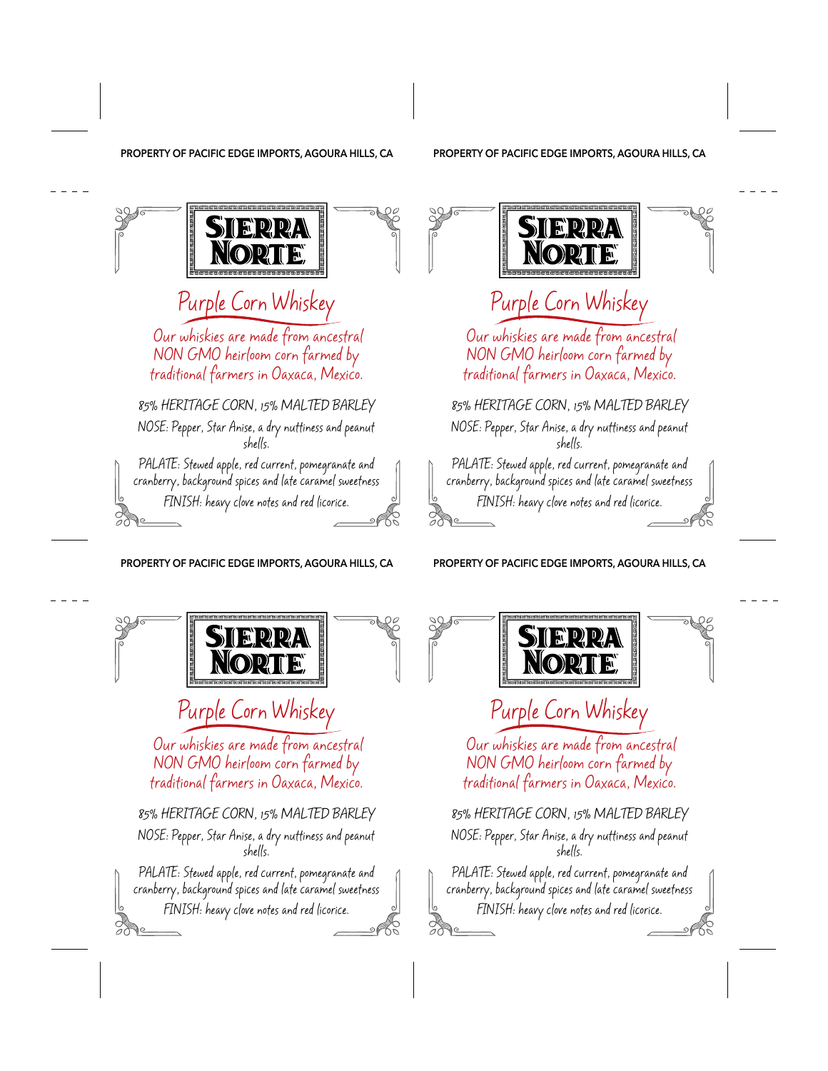PROPERTY OF PACIFIC EDGE IMPORTS, AGOURA HILLS, CA

# SIERRA NORTE

## Purple Corn Whiskey

Our whiskies are made from ancestral NON GMO heirloom corn farmed by traditional farmers in Oaxaca, Mexico.

85% HERITAGE CORN, 15% MALTED BARLEY

NOSE: Pepper, Star Anise, a dry nuttiness and peanut shells.

PALATE: Stewed apple, red current, pomegranate and cranberry, background spices and late caramel sweetness

FINISH: heavy clove notes and red licorice.

PROPERTY OF PACIFIC EDGE IMPORTS, AGOURA HILLS, CA

# SIERRA NORTE

## Purple Corn Whiskey

Our whiskies are made from ancestral NON GMO heirloom corn farmed by traditional farmers in Oaxaca, Mexico.

85% HERITAGE CORN, 15% MALTED BARLEY

NOSE: Pepper, Star Anise, a dry nuttiness and peanut shells.

PALATE: Stewed apple, red current, pomegranate and cranberry, background spices and late caramel sweetness

FINISH: heavy clove notes and red licorice.

PROPERTY OF PACIFIC EDGE IMPORTS, AGOURA HILLS, CA

# SIERRA NORTE

## Purple Corn Whiskey

Our whiskies are made from ancestral NON GMO heirloom corn farmed by traditional farmers in Oaxaca, Mexico.

85% HERITAGE CORN, 15% MALTED BARLEY

NOSE: Pepper, Star Anise, a dry nuttiness and peanut shells.

PALATE: Stewed apple, red current, pomegranate and cranberry, background spices and late caramel sweetness

FINISH: heavy clove notes and red licorice.

PROPERTY OF PACIFIC EDGE IMPORTS, AGOURA HILLS, CA

# SIERRA NORTE

## Purple Corn Whiskey

Our whiskies are made from ancestral NON GMO heirloom corn farmed by traditional farmers in Oaxaca, Mexico.

85% HERITAGE CORN, 15% MALTED BARLEY

NOSE: Pepper, Star Anise, a dry nuttiness and peanut shells.

PALATE: Stewed apple, red current, pomegranate and cranberry, background spices and late caramel sweetness

FINISH: heavy clove notes and red licorice.